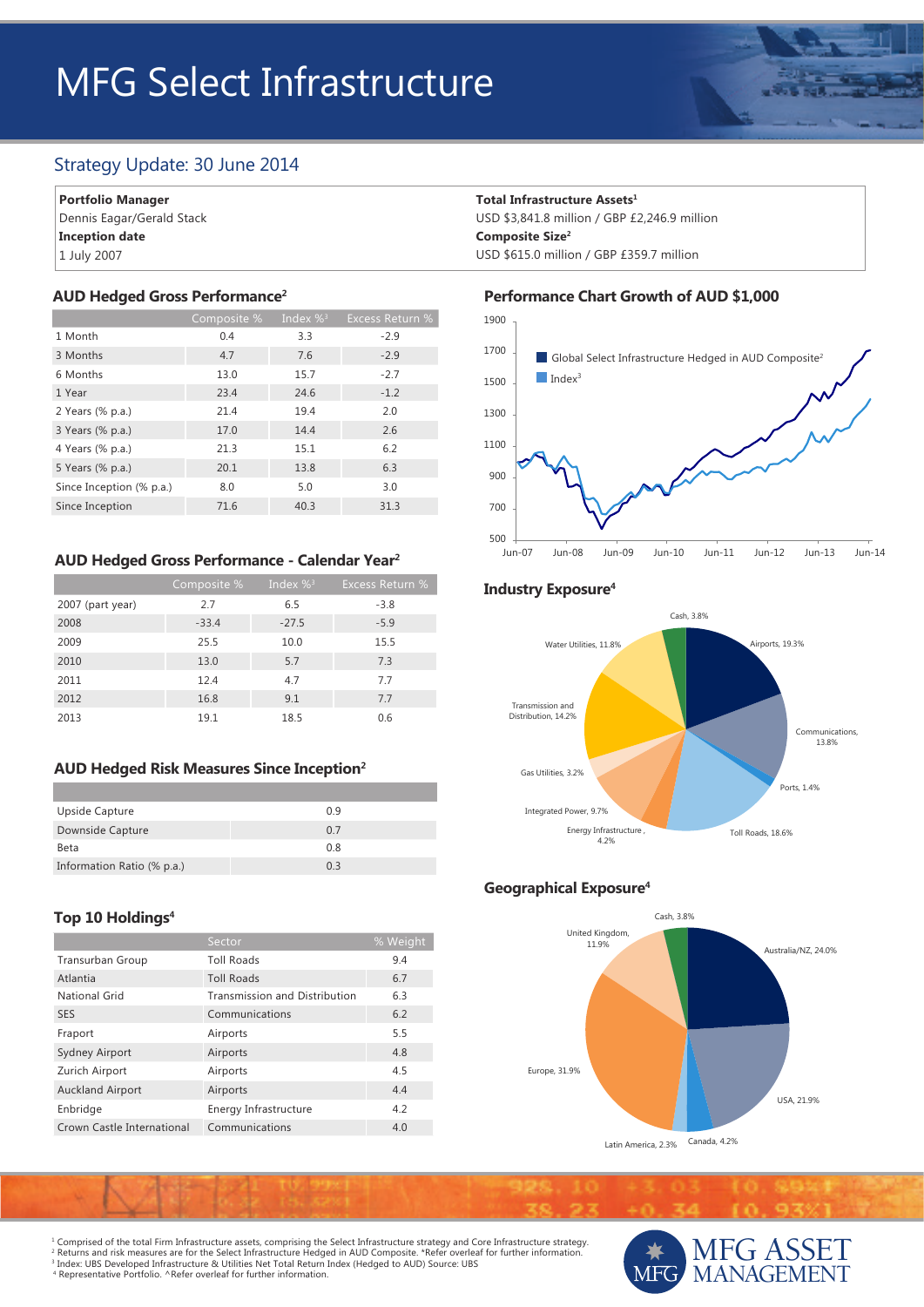# MFG Select Infrastructure

## Strategy Update: 30 June 2014

**Portfolio Manager**
Dennis Eagar/Gerald Stack

**Inception date**
1 July 2007

**Total Infrastructure Assets**[1]
USD $3,841.8 million / GBP £2,246.9 million

**Composite Size**[2]
USD $615.0 million / GBP £359.7 million

### AUD Hedged Gross Performance[2]

| | Composite % | Index %[3] | Excess Return % |
|---|---|---|---|
| 1 Month | 0.4 | 3.3 | -2.9 |
| 3 Months | 4.7 | 7.6 | -2.9 |
| 6 Months | 13.0 | 15.7 | -2.7 |
| 1 Year | 23.4 | 24.6 | -1.2 |
| 2 Years (% p.a.) | 21.4 | 19.4 | 2.0 |
| 3 Years (% p.a.) | 17.0 | 14.4 | 2.6 |
| 4 Years (% p.a.) | 21.3 | 15.1 | 6.2 |
| 5 Years (% p.a.) | 20.1 | 13.8 | 6.3 |
| Since Inception (% p.a.) | 8.0 | 5.0 | 3.0 |
| Since Inception | 71.6 | 40.3 | 31.3 |

### AUD Hedged Gross Performance - Calendar Year[2]

| | Composite % | Index %[3] | Excess Return % |
|---|---|---|---|
| 2007 (part year) | 2.7 | 6.5 | -3.8 |
| 2008 | -33.4 | -27.5 | -5.9 |
| 2009 | 25.5 | 10.0 | 15.5 |
| 2010 | 13.0 | 5.7 | 7.3 |
| 2011 | 12.4 | 4.7 | 7.7 |
| 2012 | 16.8 | 9.1 | 7.7 |
| 2013 | 19.1 | 18.5 | 0.6 |

### AUD Hedged Risk Measures Since Inception[2]

| | |
|---|---|
| Upside Capture | 0.9 |
| Downside Capture | 0.7 |
| Beta | 0.8 |
| Information Ratio (% p.a.) | 0.3 |

### Top 10 Holdings[4]

| | Sector | % Weight |
|---|---|---|
| Transurban Group | Toll Roads | 9.4 |
| Atlantia | Toll Roads | 6.7 |
| National Grid | Transmission and Distribution | 6.3 |
| SES | Communications | 6.2 |
| Fraport | Airports | 5.5 |
| Sydney Airport | Airports | 4.8 |
| Zurich Airport | Airports | 4.5 |
| Auckland Airport | Airports | 4.4 |
| Enbridge | Energy Infrastructure | 4.2 |
| Crown Castle International | Communications | 4.0 |

### Performance Chart Growth of AUD $1,000

Global Select Infrastructure Hedged in AUD Composite[2]
Index[3]

### Industry Exposure[4]

Airports, 19.3%; Communications, 13.8%; Ports, 1.4%; Toll Roads, 18.6%; Energy Infrastructure, 4.2%; Integrated Power, 9.7%; Gas Utilities, 3.2%; Transmission and Distribution, 14.2%; Water Utilities, 11.8%; Cash, 3.8%

### Geographical Exposure[4]

Australia/NZ, 24.0%; USA, 21.9%; Canada, 4.2%; Latin America, 2.3%; Europe, 31.9%; United Kingdom, 11.9%; Cash, 3.8%

[1] Comprised of the total Firm Infrastructure assets, comprising the Select Infrastructure strategy and Core Infrastructure strategy.
[2] Returns and risk measures are for the Select Infrastructure Hedged in AUD Composite. *Refer overleaf for further information.
[3] Index: UBS Developed Infrastructure & Utilities Net Total Return Index (Hedged to AUD) Source: UBS
[4] Representative Portfolio. ^Refer overleaf for further information.

MFG ASSET MANAGEMENT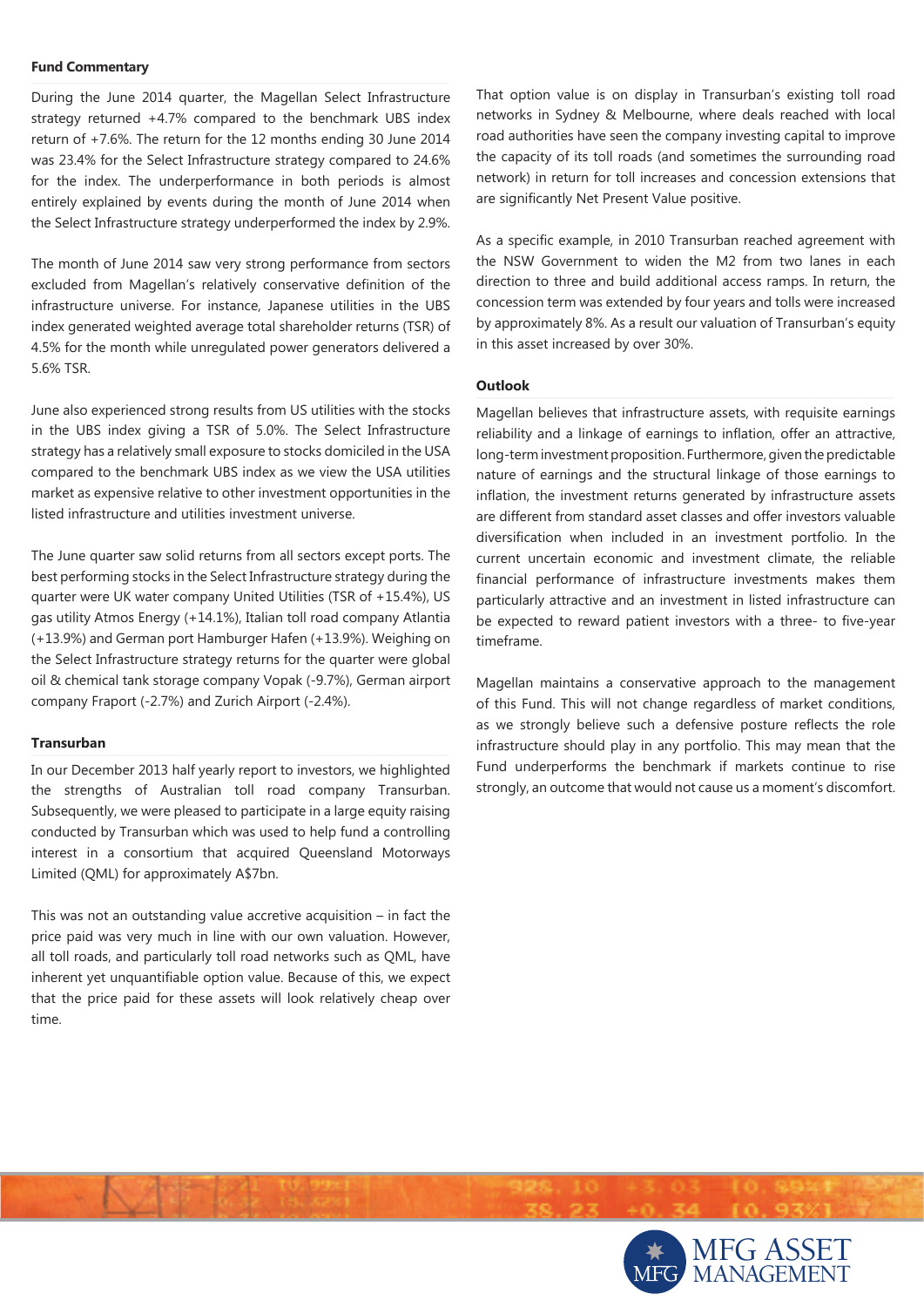## Fund Commentary

During the June 2014 quarter, the Magellan Select Infrastructure strategy returned +4.7% compared to the benchmark UBS index return of +7.6%. The return for the 12 months ending 30 June 2014 was 23.4% for the Select Infrastructure strategy compared to 24.6% for the index. The underperformance in both periods is almost entirely explained by events during the month of June 2014 when the Select Infrastructure strategy underperformed the index by 2.9%.

The month of June 2014 saw very strong performance from sectors excluded from Magellan's relatively conservative definition of the infrastructure universe. For instance, Japanese utilities in the UBS index generated weighted average total shareholder returns (TSR) of 4.5% for the month while unregulated power generators delivered a 5.6% TSR.

June also experienced strong results from US utilities with the stocks in the UBS index giving a TSR of 5.0%. The Select Infrastructure strategy has a relatively small exposure to stocks domiciled in the USA compared to the benchmark UBS index as we view the USA utilities market as expensive relative to other investment opportunities in the listed infrastructure and utilities investment universe.

The June quarter saw solid returns from all sectors except ports. The best performing stocks in the Select Infrastructure strategy during the quarter were UK water company United Utilities (TSR of +15.4%), US gas utility Atmos Energy (+14.1%), Italian toll road company Atlantia (+13.9%) and German port Hamburger Hafen (+13.9%). Weighing on the Select Infrastructure strategy returns for the quarter were global oil & chemical tank storage company Vopak (-9.7%), German airport company Fraport (-2.7%) and Zurich Airport (-2.4%).

## Transurban

In our December 2013 half yearly report to investors, we highlighted the strengths of Australian toll road company Transurban. Subsequently, we were pleased to participate in a large equity raising conducted by Transurban which was used to help fund a controlling interest in a consortium that acquired Queensland Motorways Limited (QML) for approximately A$7bn.

This was not an outstanding value accretive acquisition – in fact the price paid was very much in line with our own valuation. However, all toll roads, and particularly toll road networks such as QML, have inherent yet unquantifiable option value. Because of this, we expect that the price paid for these assets will look relatively cheap over time.

That option value is on display in Transurban's existing toll road networks in Sydney & Melbourne, where deals reached with local road authorities have seen the company investing capital to improve the capacity of its toll roads (and sometimes the surrounding road network) in return for toll increases and concession extensions that are significantly Net Present Value positive.

As a specific example, in 2010 Transurban reached agreement with the NSW Government to widen the M2 from two lanes in each direction to three and build additional access ramps. In return, the concession term was extended by four years and tolls were increased by approximately 8%. As a result our valuation of Transurban's equity in this asset increased by over 30%.

## Outlook

Magellan believes that infrastructure assets, with requisite earnings reliability and a linkage of earnings to inflation, offer an attractive, long-term investment proposition. Furthermore, given the predictable nature of earnings and the structural linkage of those earnings to inflation, the investment returns generated by infrastructure assets are different from standard asset classes and offer investors valuable diversification when included in an investment portfolio. In the current uncertain economic and investment climate, the reliable financial performance of infrastructure investments makes them particularly attractive and an investment in listed infrastructure can be expected to reward patient investors with a three- to five-year timeframe.

Magellan maintains a conservative approach to the management of this Fund. This will not change regardless of market conditions, as we strongly believe such a defensive posture reflects the role infrastructure should play in any portfolio. This may mean that the Fund underperforms the benchmark if markets continue to rise strongly, an outcome that would not cause us a moment's discomfort.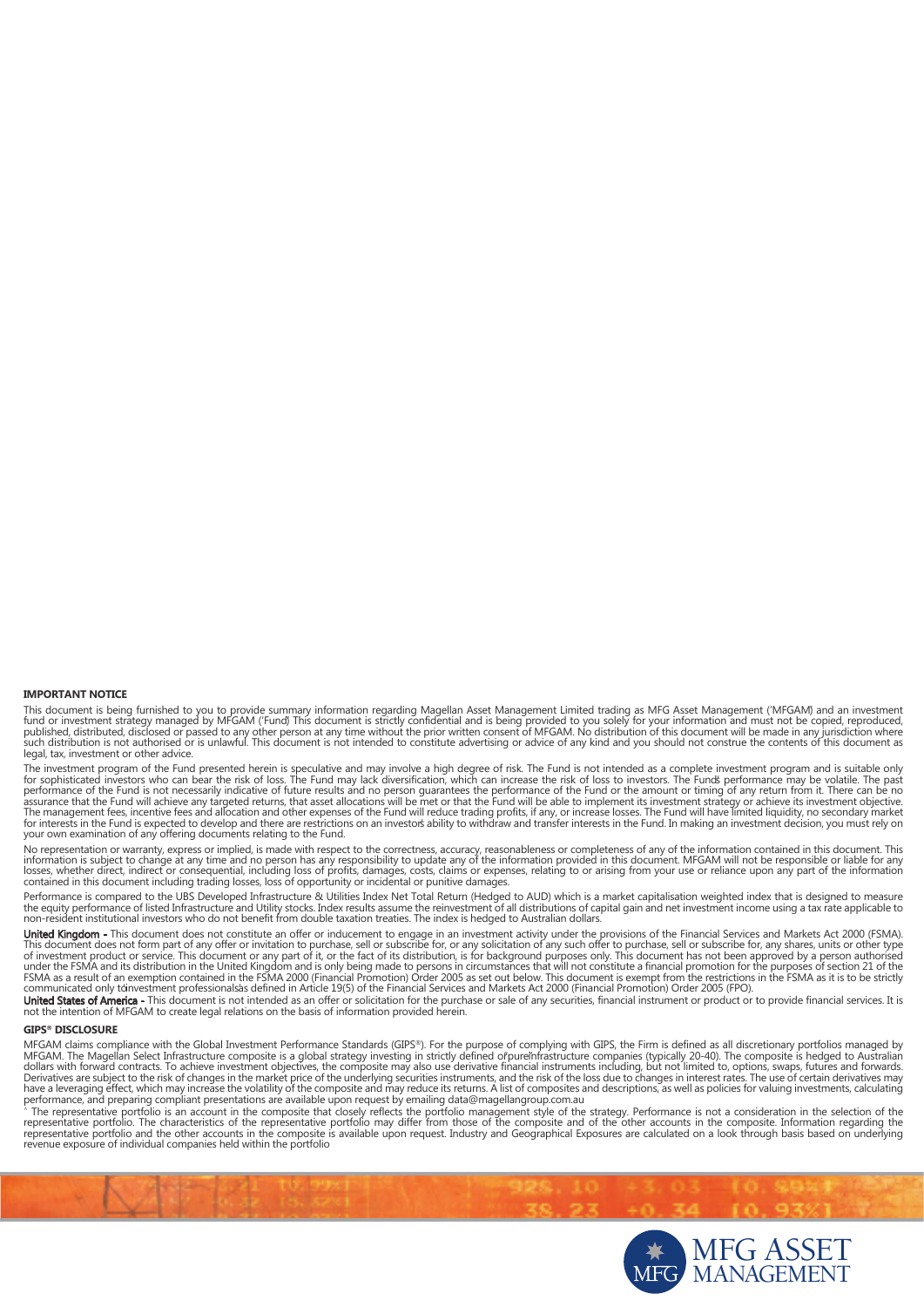**IMPORTANT NOTICE**

This document is being furnished to you to provide summary information regarding Magellan Asset Management Limited trading as MFG Asset Management ('MFGAM') and an investment fund or investment strategy managed by MFGAM ('Fund') This document is strictly confidential and is being provided to you solely for your information and must not be copied, reproduced, published, distributed, disclosed or passed to any other person at any time without the prior written consent of MFGAM. No distribution of this document will be made in any jurisdiction where such distribution is not authorised or is unlawful. This document is not intended to constitute advertising or advice of any kind and you should not construe the contents of this document as legal, tax, investment or other advice.

The investment program of the Fund presented herein is speculative and may involve a high degree of risk. The Fund is not intended as a complete investment program and is suitable only for sophisticated investors who can bear the risk of loss. The Fund may lack diversification, which can increase the risk of loss to investors. The Fund's performance may be volatile. The past performance of the Fund is not necessarily indicative of future results and no person guarantees the performance of the Fund or the amount or timing of any return from it. There can be no assurance that the Fund will achieve any targeted returns, that asset allocations will be met or that the Fund will be able to implement its investment strategy or achieve its investment objective. The management fees, incentive fees and allocation and other expenses of the Fund will reduce trading profits, if any, or increase losses. The Fund will have limited liquidity, no secondary market for interests in the Fund is expected to develop and there are restrictions on an investor's ability to withdraw and transfer interests in the Fund. In making an investment decision, you must rely on your own examination of any offering documents relating to the Fund.

No representation or warranty, express or implied, is made with respect to the correctness, accuracy, reasonableness or completeness of any of the information contained in this document. This information is subject to change at any time and no person has any responsibility to update any of the information provided in this document. MFGAM will not be responsible or liable for any losses, whether direct, indirect or consequential, including loss of profits, damages, costs, claims or expenses, relating to or arising from your use or reliance upon any part of the information contained in this document including trading losses, loss of opportunity or incidental or punitive damages.

Performance is compared to the UBS Developed Infrastructure & Utilities Index Net Total Return (Hedged to AUD) which is a market capitalisation weighted index that is designed to measure the equity performance of listed Infrastructure and Utility stocks. Index results assume the reinvestment of all distributions of capital gain and net investment income using a tax rate applicable to non-resident institutional investors who do not benefit from double taxation treaties. The index is hedged to Australian dollars.

**United Kingdom -** This document does not constitute an offer or inducement to engage in an investment activity under the provisions of the Financial Services and Markets Act 2000 (FSMA). This document does not form part of any offer or invitation to purchase, sell or subscribe for, or any solicitation of any such offer to purchase, sell or subscribe for, any shares, units or other type of investment product or service. This document or any part of it, or the fact of its distribution, is for background purposes only. This document has not been approved by a person authorised under the FSMA and its distribution in the United Kingdom and is only being made to persons in circumstances that will not constitute a financial promotion for the purposes of section 21 of the FSMA as a result of an exemption contained in the FSMA 2000 (Financial Promotion) Order 2005 as set out below. This document is exempt from the restrictions in the FSMA as it is to be strictly communicated only to 'investment professionals' as defined in Article 19(5) of the Financial Services and Markets Act 2000 (Financial Promotion) Order 2005 (FPO).

**United States of America -** This document is not intended as an offer or solicitation for the purchase or sale of any securities, financial instrument or product or to provide financial services. It is not the intention of MFGAM to create legal relations on the basis of information provided herein.

**GIPS® DISCLOSURE**

MFGAM claims compliance with the Global Investment Performance Standards (GIPS®). For the purpose of complying with GIPS, the Firm is defined as all discretionary portfolios managed by MFGAM. The Magellan Select Infrastructure composite is a global strategy investing in strictly defined of 'pure' infrastructure companies (typically 20-40). The composite is hedged to Australian dollars with forward contracts. To achieve investment objectives, the composite may also use derivative financial instruments including, but not limited to, options, swaps, futures and forwards. Derivatives are subject to the risk of changes in the market price of the underlying securities instruments, and the risk of the loss due to changes in interest rates. The use of certain derivatives may have a leveraging effect, which may increase the volatility of the composite and may reduce its returns. A list of composites and descriptions, as well as policies for valuing investments, calculating performance, and preparing compliant presentations are available upon request by emailing data@magellangroup.com.au

^ The representative portfolio is an account in the composite that closely reflects the portfolio management style of the strategy. Performance is not a consideration in the selection of the representative portfolio. The characteristics of the representative portfolio may differ from those of the composite and of the other accounts in the composite. Information regarding the representative portfolio and the other accounts in the composite is available upon request. Industry and Geographical Exposures are calculated on a look through basis based on underlying revenue exposure of individual companies held within the portfolio

MFG ASSET MANAGEMENT